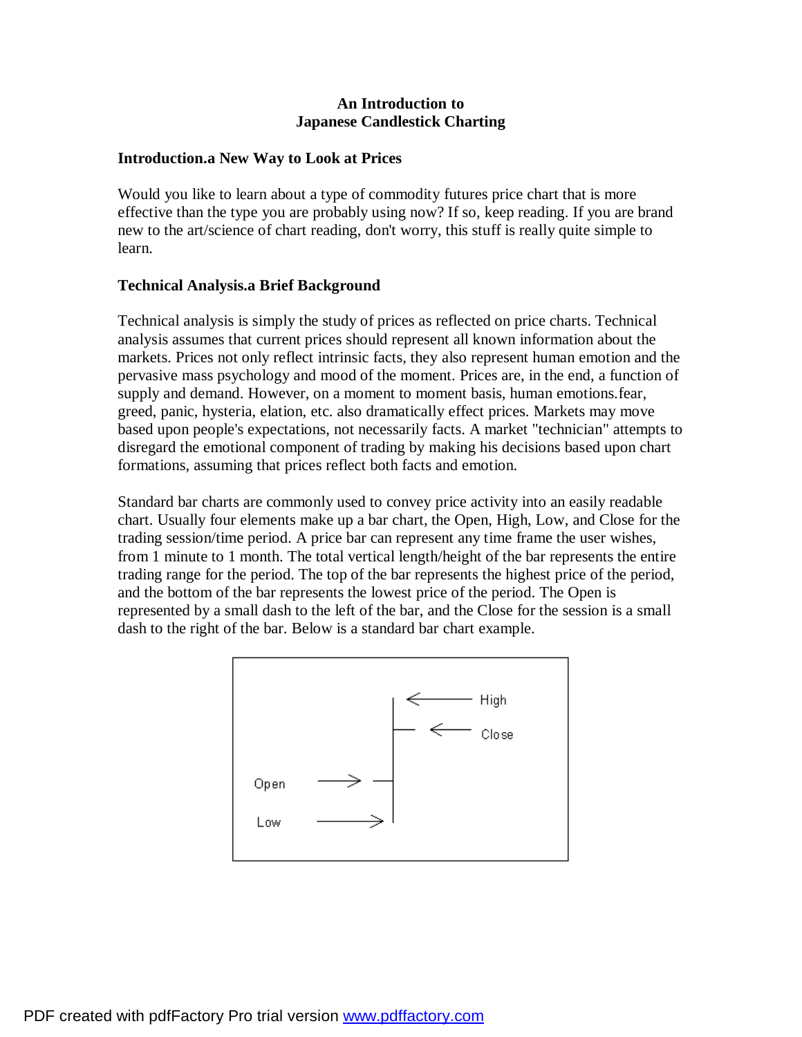# An Introduction to Japanese Candlestick Charting

## Introduction.a New Way to Look at Prices

Would you like to learn about a type of commodity futures price chart that is more effective than the type you are probably using now? If so, keep reading. If you are brand new to the art/science of chart reading, don't worry, this stuff is really quite simple to learn.

## Technical Analysis.a Brief Background

Technical analysis is simply the study of prices as reflected on price charts. Technical analysis assumes that current prices should represent all known information about the markets. Prices not only reflect intrinsic facts, they also represent human emotion and the pervasive mass psychology and mood of the moment. Prices are, in the end, a function of supply and demand. However, on a moment to moment basis, human emotions.fear, greed, panic, hysteria, elation, etc. also dramatically effect prices. Markets may move based upon people's expectations, not necessarily facts. A market "technician" attempts to disregard the emotional component of trading by making his decisions based upon chart formations, assuming that prices reflect both facts and emotion.

Standard bar charts are commonly used to convey price activity into an easily readable chart. Usually four elements make up a bar chart, the Open, High, Low, and Close for the trading session/time period. A price bar can represent any time frame the user wishes, from 1 minute to 1 month. The total vertical length/height of the bar represents the entire trading range for the period. The top of the bar represents the highest price of the period, and the bottom of the bar represents the lowest price of the period. The Open is represented by a small dash to the left of the bar, and the Close for the session is a small dash to the right of the bar. Below is a standard bar chart example.

High

Close

Open

Low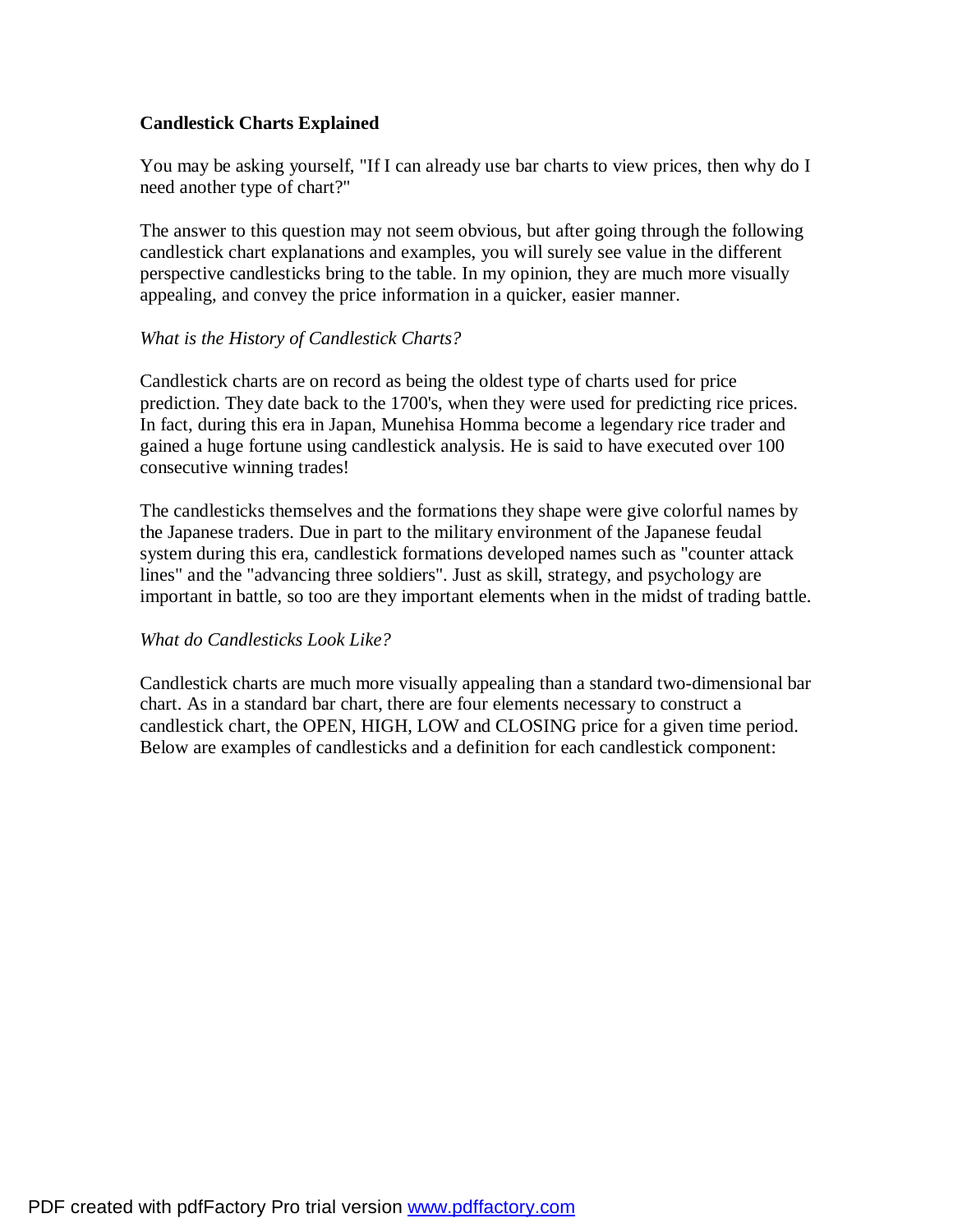**Candlestick Charts Explained**

You may be asking yourself, "If I can already use bar charts to view prices, then why do I need another type of chart?"

The answer to this question may not seem obvious, but after going through the following candlestick chart explanations and examples, you will surely see value in the different perspective candlesticks bring to the table. In my opinion, they are much more visually appealing, and convey the price information in a quicker, easier manner.

*What is the History of Candlestick Charts?*

Candlestick charts are on record as being the oldest type of charts used for price prediction. They date back to the 1700's, when they were used for predicting rice prices. In fact, during this era in Japan, Munehisa Homma become a legendary rice trader and gained a huge fortune using candlestick analysis. He is said to have executed over 100 consecutive winning trades!

The candlesticks themselves and the formations they shape were give colorful names by the Japanese traders. Due in part to the military environment of the Japanese feudal system during this era, candlestick formations developed names such as "counter attack lines" and the "advancing three soldiers". Just as skill, strategy, and psychology are important in battle, so too are they important elements when in the midst of trading battle.

*What do Candlesticks Look Like?*

Candlestick charts are much more visually appealing than a standard two-dimensional bar chart. As in a standard bar chart, there are four elements necessary to construct a candlestick chart, the OPEN, HIGH, LOW and CLOSING price for a given time period. Below are examples of candlesticks and a definition for each candlestick component: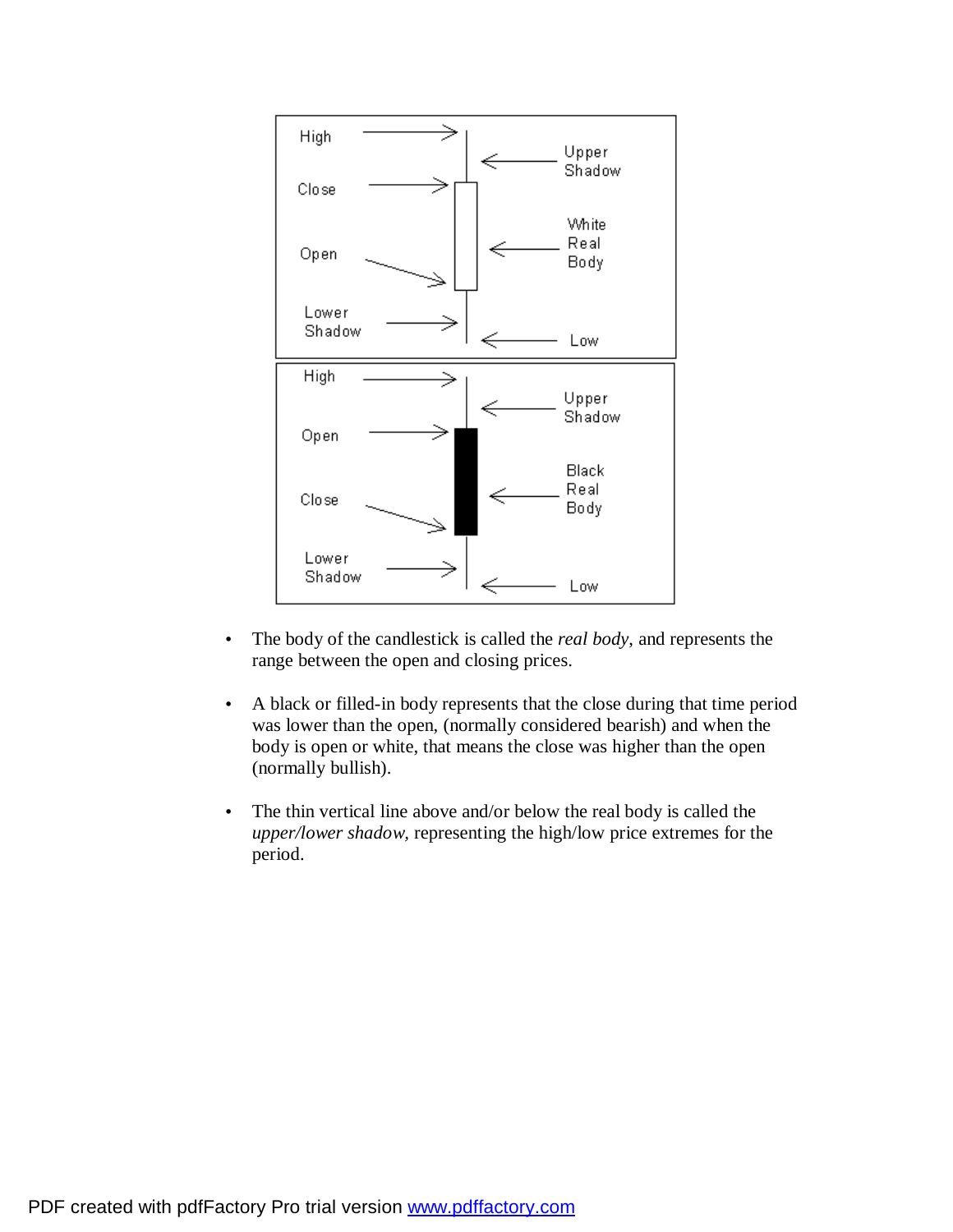- The body of the candlestick is called the *real body*, and represents the range between the open and closing prices.

- A black or filled-in body represents that the close during that time period was lower than the open, (normally considered bearish) and when the body is open or white, that means the close was higher than the open (normally bullish).

- The thin vertical line above and/or below the real body is called the *upper/lower shadow,* representing the high/low price extremes for the period.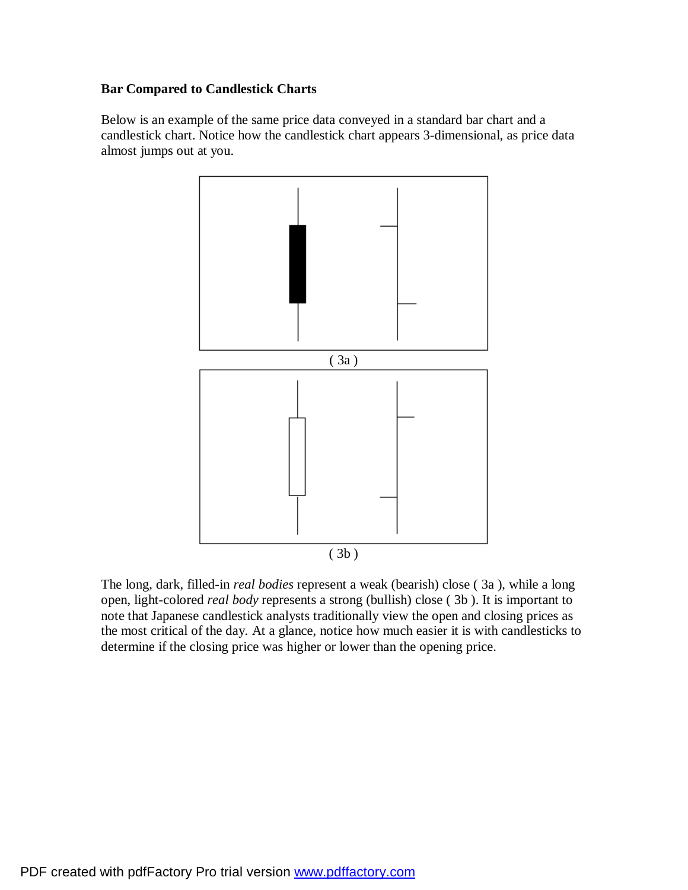**Bar Compared to Candlestick Charts**

Below is an example of the same price data conveyed in a standard bar chart and a candlestick chart. Notice how the candlestick chart appears 3-dimensional, as price data almost jumps out at you.

( 3a )

( 3b )

The long, dark, filled-in *real bodies* represent a weak (bearish) close ( 3a ), while a long open, light-colored *real body* represents a strong (bullish) close ( 3b ). It is important to note that Japanese candlestick analysts traditionally view the open and closing prices as the most critical of the day. At a glance, notice how much easier it is with candlesticks to determine if the closing price was higher or lower than the opening price.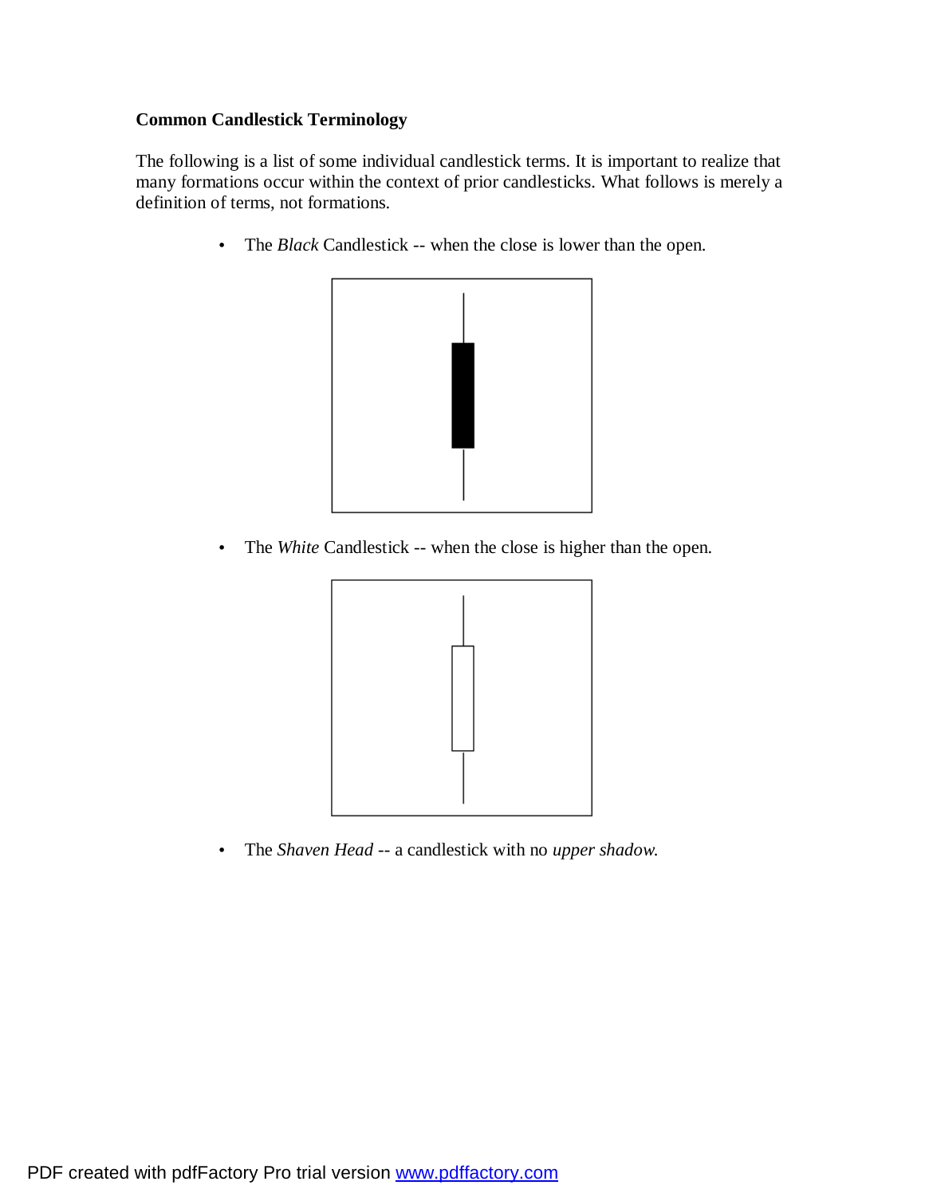**Common Candlestick Terminology**

The following is a list of some individual candlestick terms. It is important to realize that many formations occur within the context of prior candlesticks. What follows is merely a definition of terms, not formations.

- The *Black* Candlestick -- when the close is lower than the open.

- The *White* Candlestick -- when the close is higher than the open.

- The *Shaven Head* -- a candlestick with no *upper shadow.*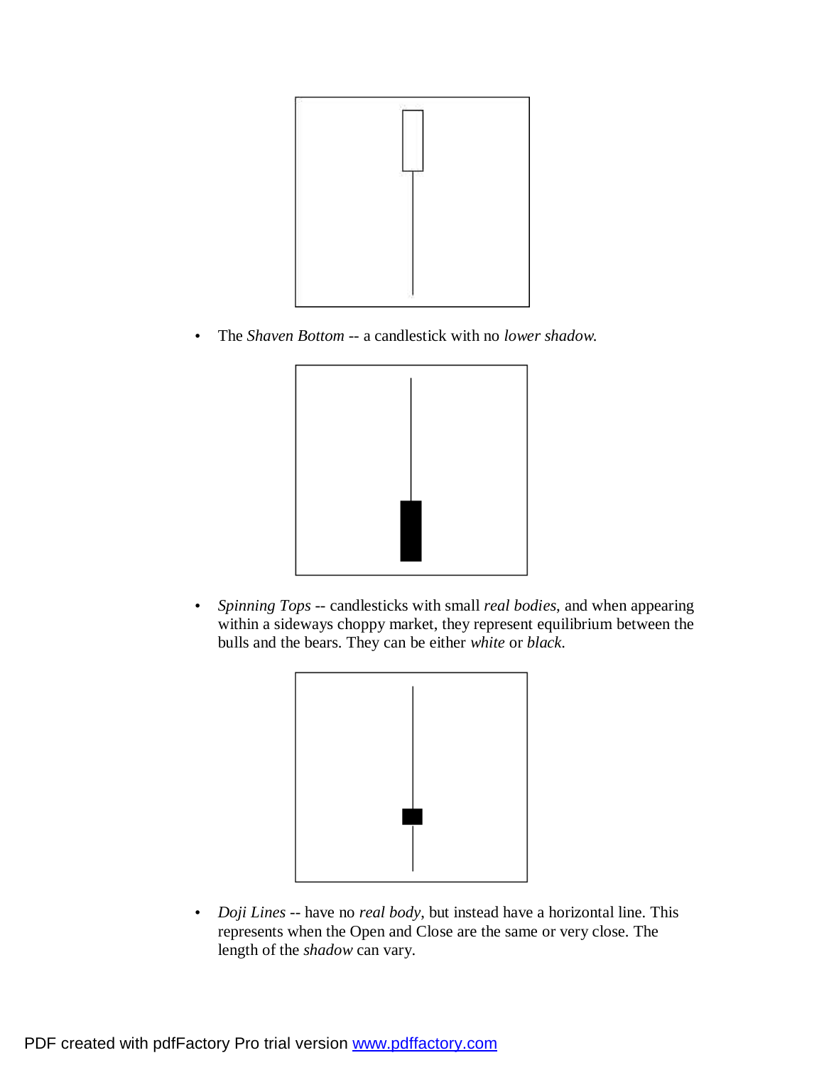- The *Shaven Bottom* -- a candlestick with no *lower shadow.*

- *Spinning Tops* -- candlesticks with small *real bodies*, and when appearing within a sideways choppy market, they represent equilibrium between the bulls and the bears. They can be either *white* or *black*.

- *Doji Lines* -- have no *real body*, but instead have a horizontal line. This represents when the Open and Close are the same or very close. The length of the *shadow* can vary.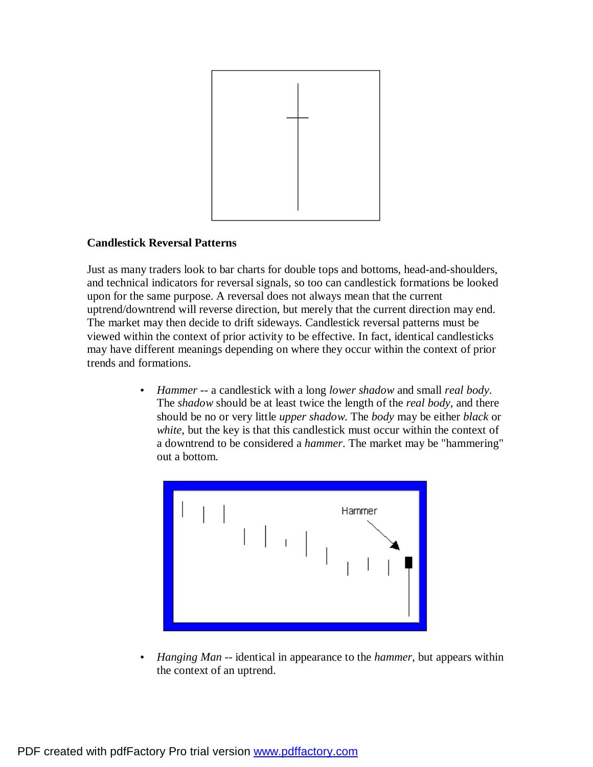**Candlestick Reversal Patterns**

Just as many traders look to bar charts for double tops and bottoms, head-and-shoulders, and technical indicators for reversal signals, so too can candlestick formations be looked upon for the same purpose. A reversal does not always mean that the current uptrend/downtrend will reverse direction, but merely that the current direction may end. The market may then decide to drift sideways. Candlestick reversal patterns must be viewed within the context of prior activity to be effective. In fact, identical candlesticks may have different meanings depending on where they occur within the context of prior trends and formations.

- *Hammer* -- a candlestick with a long *lower shadow* and small *real body*. The *shadow* should be at least twice the length of the *real body*, and there should be no or very little *upper shadow*. The *body* may be either *black* or *white*, but the key is that this candlestick must occur within the context of a downtrend to be considered a *hammer*. The market may be "hammering" out a bottom.

- *Hanging Man* -- identical in appearance to the *hammer*, but appears within the context of an uptrend.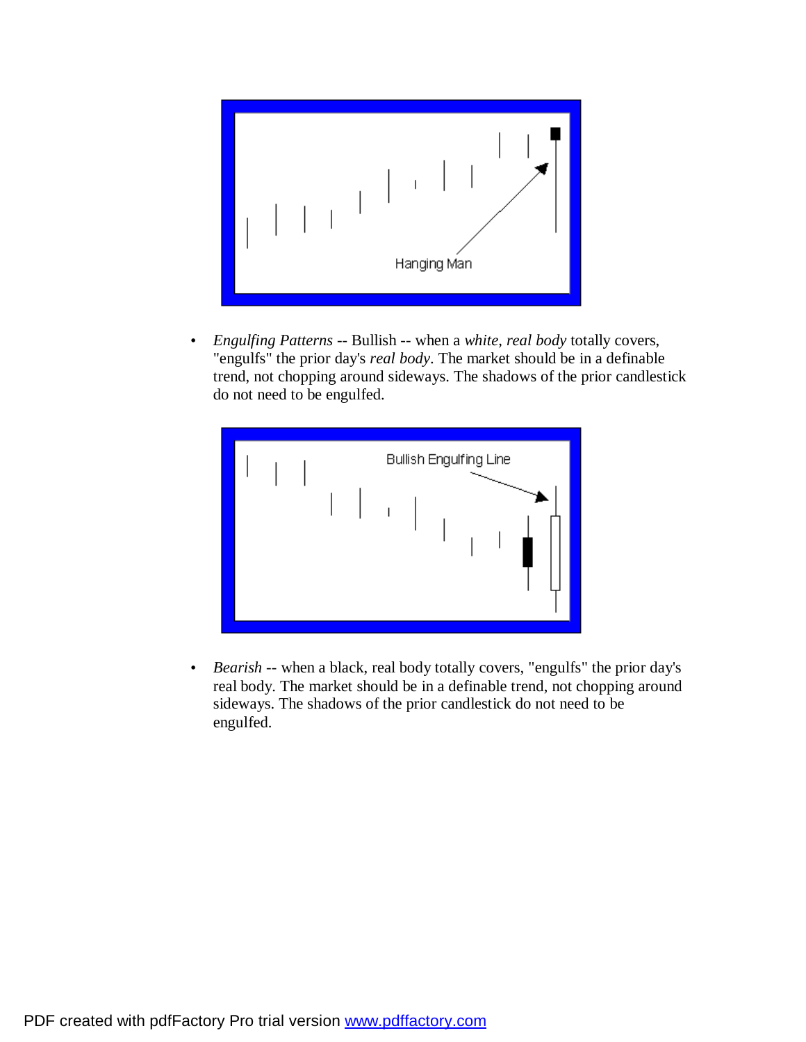- *Engulfing Patterns* -- Bullish -- when a *white, real body* totally covers, "engulfs" the prior day's *real body*. The market should be in a definable trend, not chopping around sideways. The shadows of the prior candlestick do not need to be engulfed.

- *Bearish* -- when a black, real body totally covers, "engulfs" the prior day's real body. The market should be in a definable trend, not chopping around sideways. The shadows of the prior candlestick do not need to be engulfed.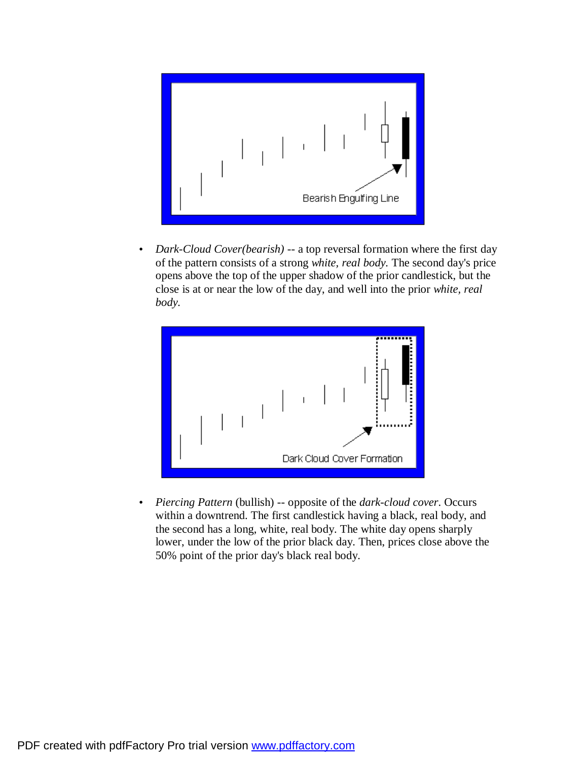Bearish Engulfing Line

- *Dark-Cloud Cover(bearish)* -- a top reversal formation where the first day of the pattern consists of a strong *white, real body.* The second day's price opens above the top of the upper shadow of the prior candlestick, but the close is at or near the low of the day, and well into the prior *white, real body.*

Dark Cloud Cover Formation

- *Piercing Pattern* (bullish) -- opposite of the *dark-cloud cover*. Occurs within a downtrend. The first candlestick having a black, real body, and the second has a long, white, real body. The white day opens sharply lower, under the low of the prior black day. Then, prices close above the 50% point of the prior day's black real body.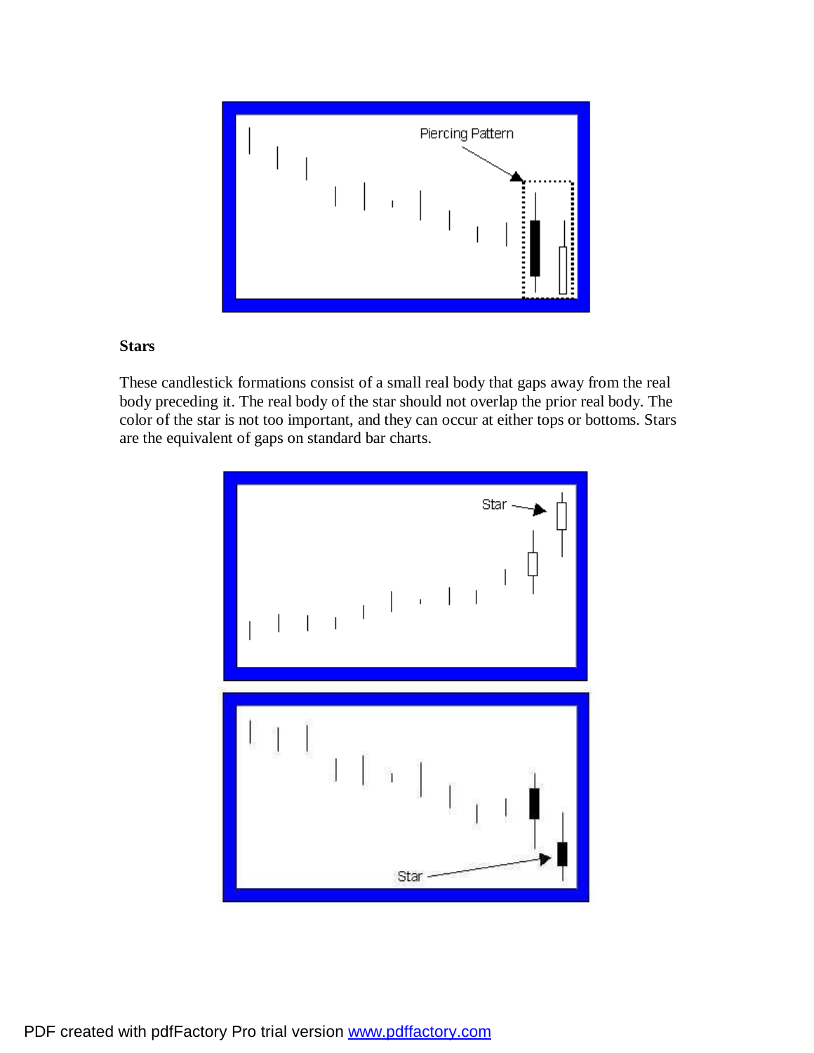**Stars**

These candlestick formations consist of a small real body that gaps away from the real body preceding it. The real body of the star should not overlap the prior real body. The color of the star is not too important, and they can occur at either tops or bottoms. Stars are the equivalent of gaps on standard bar charts.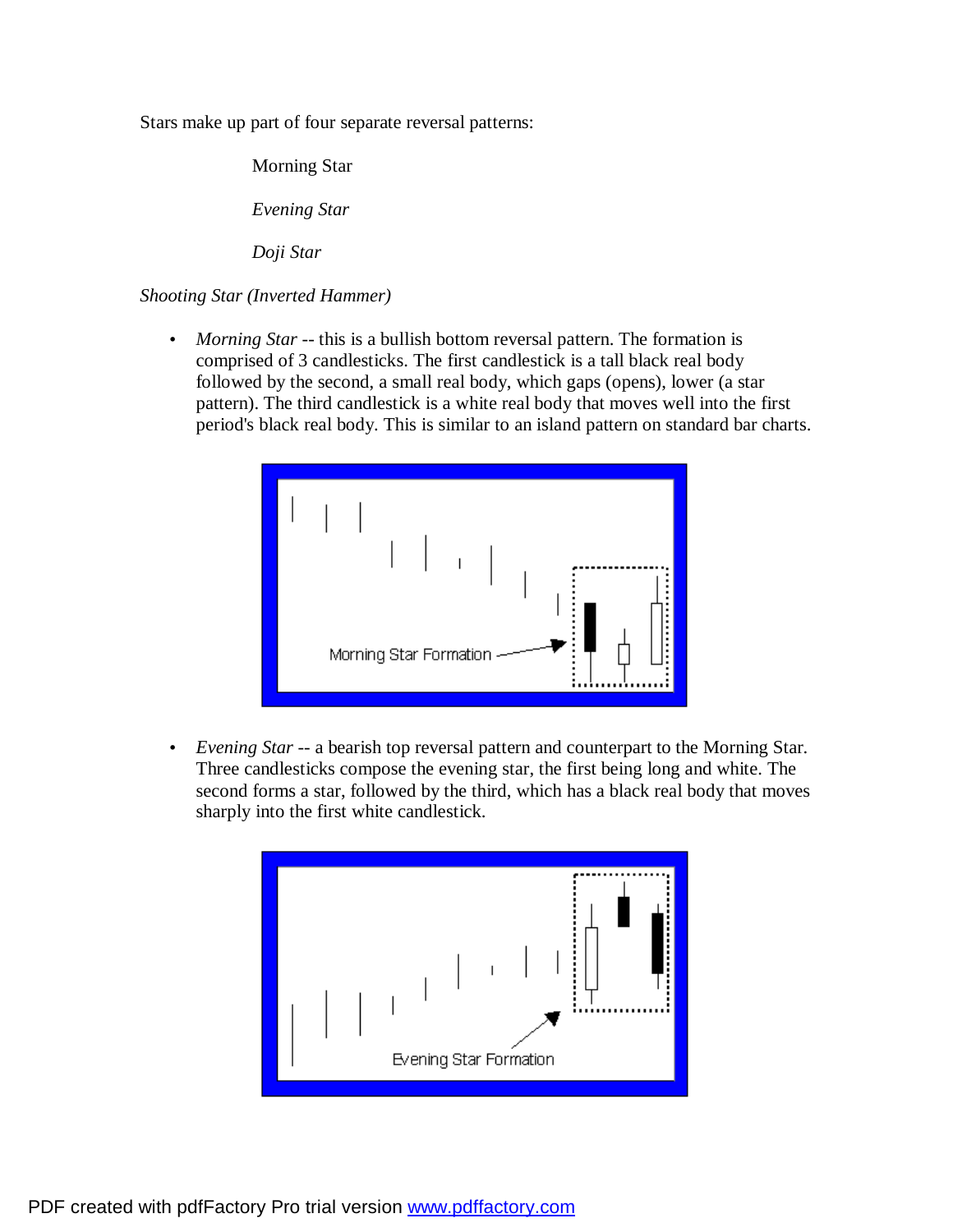Stars make up part of four separate reversal patterns:

Morning Star

*Evening Star*

*Doji Star*

*Shooting Star (Inverted Hammer)*

- *Morning Star* -- this is a bullish bottom reversal pattern. The formation is comprised of 3 candlesticks. The first candlestick is a tall black real body followed by the second, a small real body, which gaps (opens), lower (a star pattern). The third candlestick is a white real body that moves well into the first period's black real body. This is similar to an island pattern on standard bar charts.

- *Evening Star* -- a bearish top reversal pattern and counterpart to the Morning Star. Three candlesticks compose the evening star, the first being long and white. The second forms a star, followed by the third, which has a black real body that moves sharply into the first white candlestick.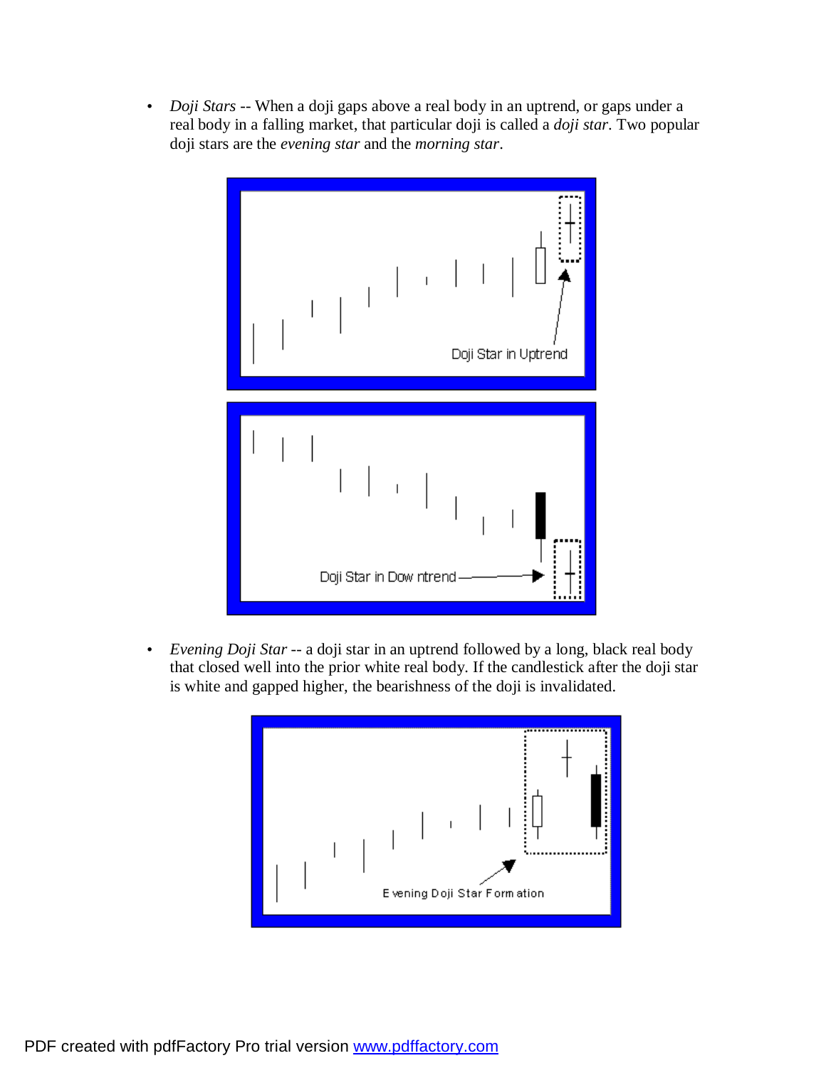- *Doji Stars* -- When a doji gaps above a real body in an uptrend, or gaps under a real body in a falling market, that particular doji is called a *doji star*. Two popular doji stars are the *evening star* and the *morning star*.

- *Evening Doji Star* -- a doji star in an uptrend followed by a long, black real body that closed well into the prior white real body. If the candlestick after the doji star is white and gapped higher, the bearishness of the doji is invalidated.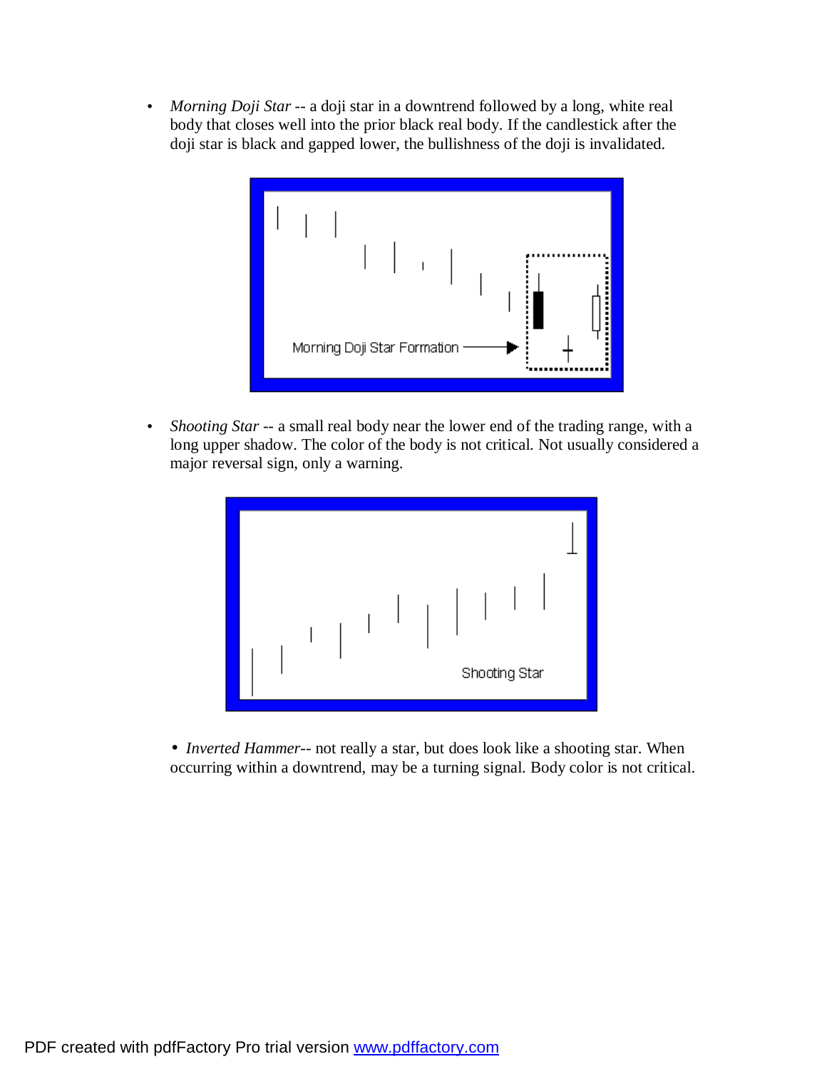- *Morning Doji Star* -- a doji star in a downtrend followed by a long, white real body that closes well into the prior black real body. If the candlestick after the doji star is black and gapped lower, the bullishness of the doji is invalidated.

- *Shooting Star* -- a small real body near the lower end of the trading range, with a long upper shadow. The color of the body is not critical. Not usually considered a major reversal sign, only a warning.

- *Inverted Hammer*-- not really a star, but does look like a shooting star. When occurring within a downtrend, may be a turning signal. Body color is not critical.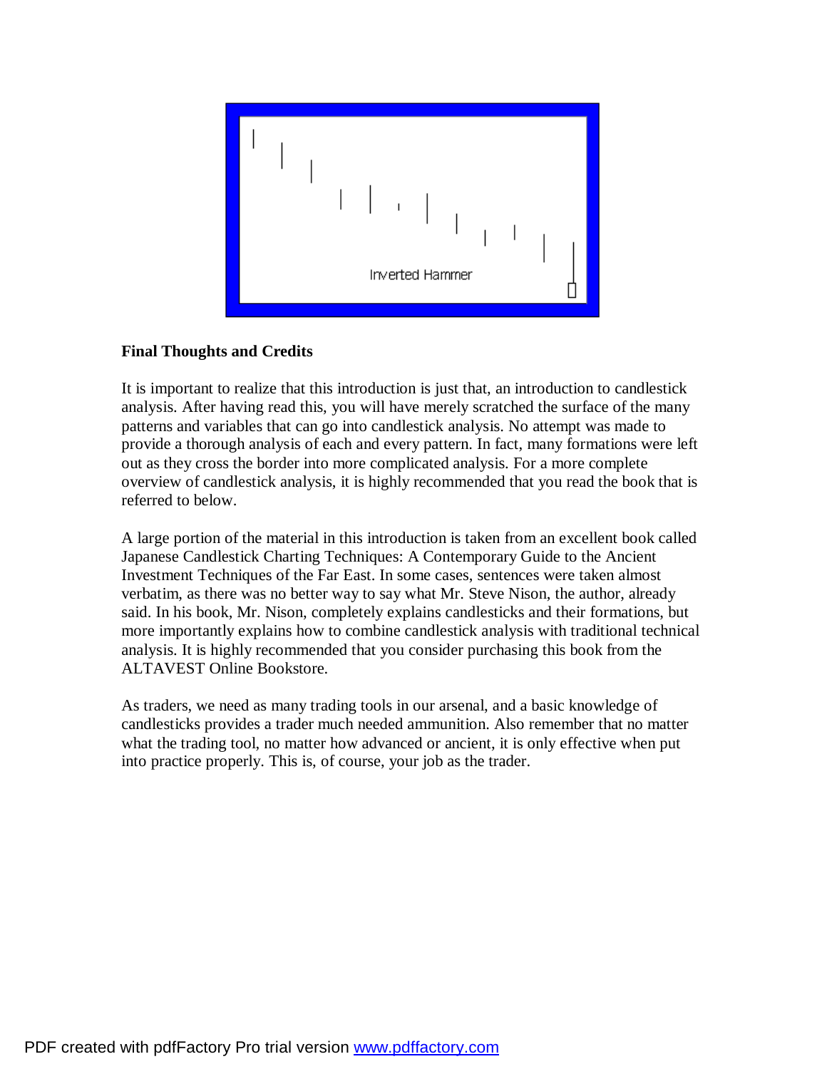Inverted Hammer

**Final Thoughts and Credits**

It is important to realize that this introduction is just that, an introduction to candlestick analysis. After having read this, you will have merely scratched the surface of the many patterns and variables that can go into candlestick analysis. No attempt was made to provide a thorough analysis of each and every pattern. In fact, many formations were left out as they cross the border into more complicated analysis. For a more complete overview of candlestick analysis, it is highly recommended that you read the book that is referred to below.

A large portion of the material in this introduction is taken from an excellent book called Japanese Candlestick Charting Techniques: A Contemporary Guide to the Ancient Investment Techniques of the Far East. In some cases, sentences were taken almost verbatim, as there was no better way to say what Mr. Steve Nison, the author, already said. In his book, Mr. Nison, completely explains candlesticks and their formations, but more importantly explains how to combine candlestick analysis with traditional technical analysis. It is highly recommended that you consider purchasing this book from the ALTAVEST Online Bookstore.

As traders, we need as many trading tools in our arsenal, and a basic knowledge of candlesticks provides a trader much needed ammunition. Also remember that no matter what the trading tool, no matter how advanced or ancient, it is only effective when put into practice properly. This is, of course, your job as the trader.